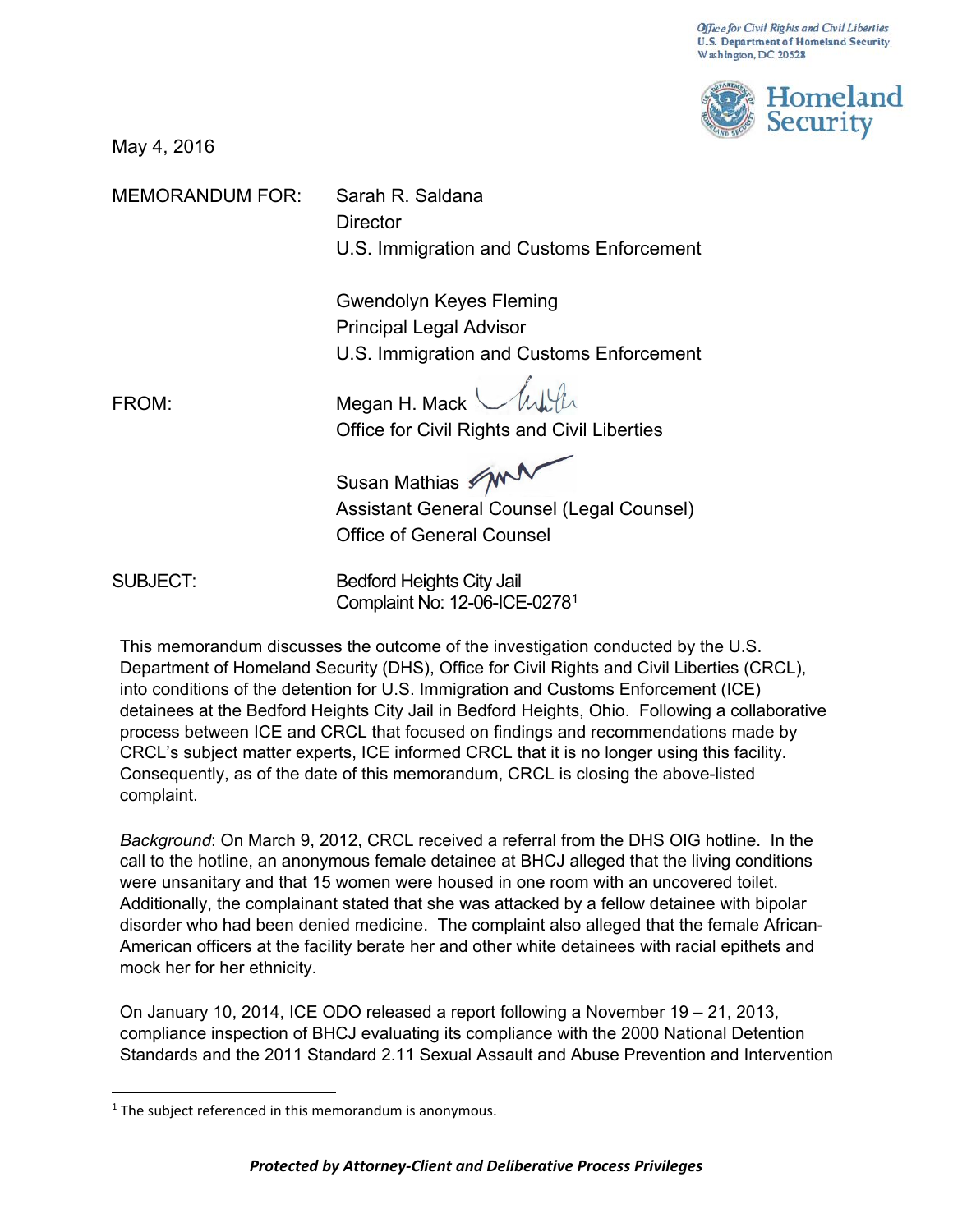Office for Civil Rights and Civil Liberties
U.S. Department of Homeland Security
Washington, DC 20528

Homeland Security

May 4, 2016

MEMORANDUM FOR: Sarah R. Saldana
Director
U.S. Immigration and Customs Enforcement

Gwendolyn Keyes Fleming
Principal Legal Advisor
U.S. Immigration and Customs Enforcement

FROM: Megan H. Mack
Office for Civil Rights and Civil Liberties

Susan Mathias
Assistant General Counsel (Legal Counsel)
Office of General Counsel

SUBJECT: Bedford Heights City Jail
Complaint No: 12-06-ICE-0278[1]

This memorandum discusses the outcome of the investigation conducted by the U.S. Department of Homeland Security (DHS), Office for Civil Rights and Civil Liberties (CRCL), into conditions of the detention for U.S. Immigration and Customs Enforcement (ICE) detainees at the Bedford Heights City Jail in Bedford Heights, Ohio. Following a collaborative process between ICE and CRCL that focused on findings and recommendations made by CRCL's subject matter experts, ICE informed CRCL that it is no longer using this facility. Consequently, as of the date of this memorandum, CRCL is closing the above-listed complaint.

*Background*: On March 9, 2012, CRCL received a referral from the DHS OIG hotline. In the call to the hotline, an anonymous female detainee at BHCJ alleged that the living conditions were unsanitary and that 15 women were housed in one room with an uncovered toilet. Additionally, the complainant stated that she was attacked by a fellow detainee with bipolar disorder who had been denied medicine. The complaint also alleged that the female African-American officers at the facility berate her and other white detainees with racial epithets and mock her for her ethnicity.

On January 10, 2014, ICE ODO released a report following a November 19 – 21, 2013, compliance inspection of BHCJ evaluating its compliance with the 2000 National Detention Standards and the 2011 Standard 2.11 Sexual Assault and Abuse Prevention and Intervention

[1] The subject referenced in this memorandum is anonymous.

***Protected by Attorney-Client and Deliberative Process Privileges***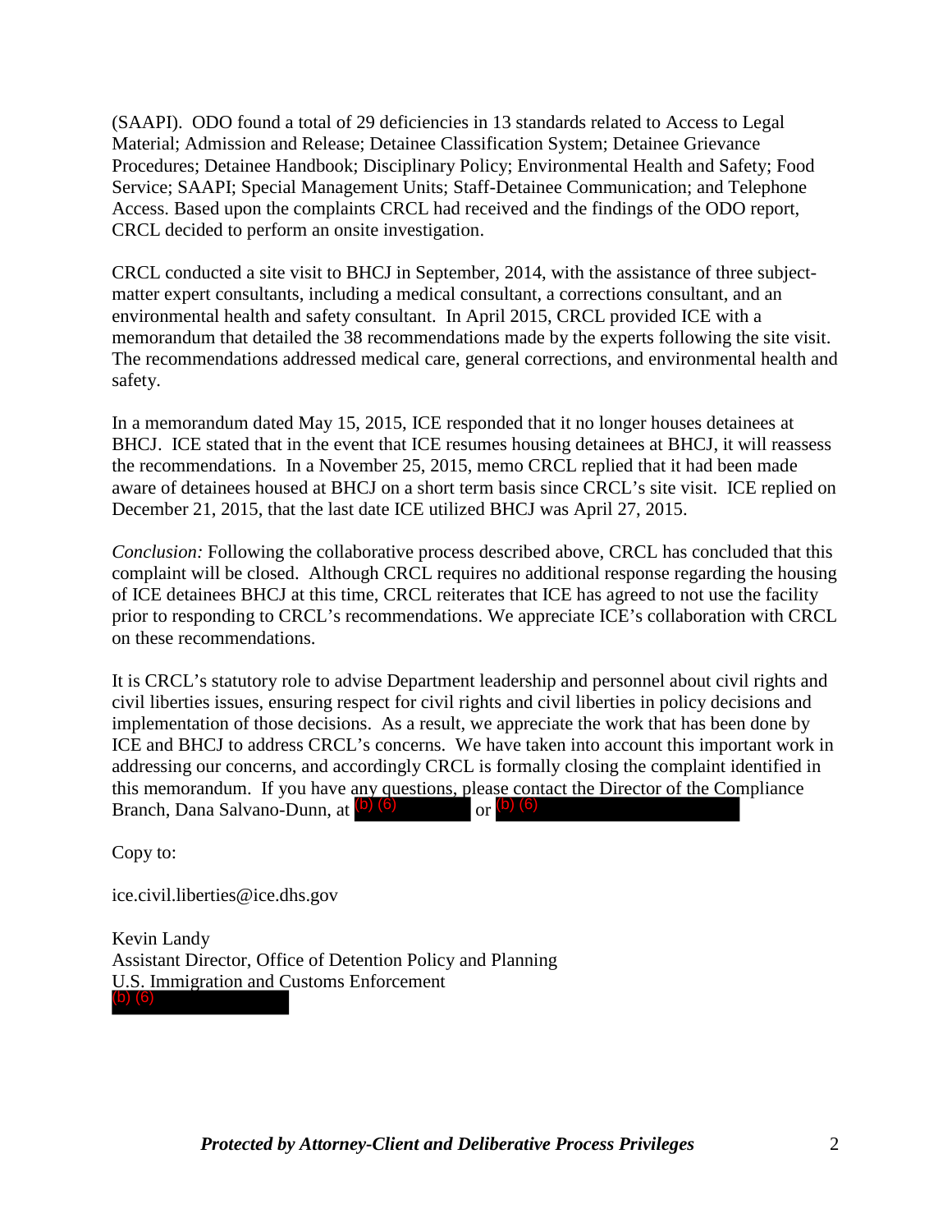(SAAPI). ODO found a total of 29 deficiencies in 13 standards related to Access to Legal Material; Admission and Release; Detainee Classification System; Detainee Grievance Procedures; Detainee Handbook; Disciplinary Policy; Environmental Health and Safety; Food Service; SAAPI; Special Management Units; Staff-Detainee Communication; and Telephone Access. Based upon the complaints CRCL had received and the findings of the ODO report, CRCL decided to perform an onsite investigation.

CRCL conducted a site visit to BHCJ in September, 2014, with the assistance of three subject-matter expert consultants, including a medical consultant, a corrections consultant, and an environmental health and safety consultant. In April 2015, CRCL provided ICE with a memorandum that detailed the 38 recommendations made by the experts following the site visit. The recommendations addressed medical care, general corrections, and environmental health and safety.

In a memorandum dated May 15, 2015, ICE responded that it no longer houses detainees at BHCJ. ICE stated that in the event that ICE resumes housing detainees at BHCJ, it will reassess the recommendations. In a November 25, 2015, memo CRCL replied that it had been made aware of detainees housed at BHCJ on a short term basis since CRCL's site visit. ICE replied on December 21, 2015, that the last date ICE utilized BHCJ was April 27, 2015.

*Conclusion:* Following the collaborative process described above, CRCL has concluded that this complaint will be closed. Although CRCL requires no additional response regarding the housing of ICE detainees BHCJ at this time, CRCL reiterates that ICE has agreed to not use the facility prior to responding to CRCL's recommendations. We appreciate ICE's collaboration with CRCL on these recommendations.

It is CRCL's statutory role to advise Department leadership and personnel about civil rights and civil liberties issues, ensuring respect for civil rights and civil liberties in policy decisions and implementation of those decisions. As a result, we appreciate the work that has been done by ICE and BHCJ to address CRCL's concerns. We have taken into account this important work in addressing our concerns, and accordingly CRCL is formally closing the complaint identified in this memorandum. If you have any questions, please contact the Director of the Compliance Branch, Dana Salvano-Dunn, at (b) (6) or (b) (6)

Copy to:

ice.civil.liberties@ice.dhs.gov

Kevin Landy
Assistant Director, Office of Detention Policy and Planning
U.S. Immigration and Customs Enforcement
(b) (6)

***Protected by Attorney-Client and Deliberative Process Privileges***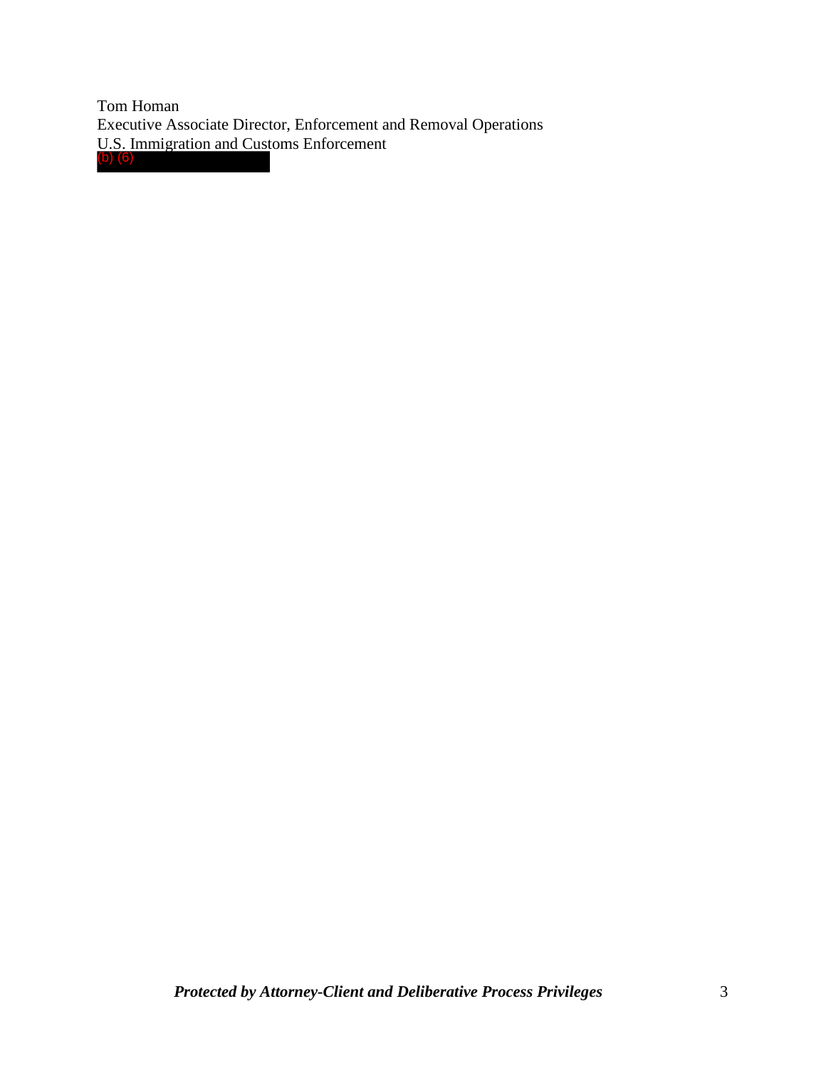Tom Homan
Executive Associate Director, Enforcement and Removal Operations
U.S. Immigration and Customs Enforcement
(b) (6)

***Protected by Attorney-Client and Deliberative Process Privileges***